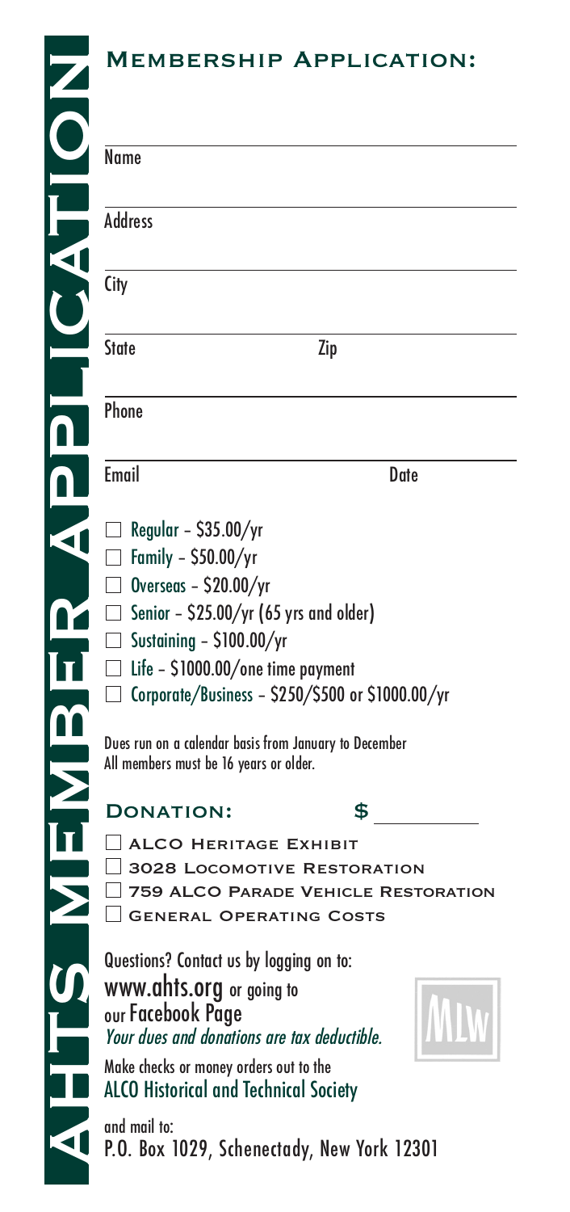# AHTS MEMBER APPLICATION

## Membership Application:

Name

Address

City

State                    Zip

Phone

Email                    Date

- ☐ Regular - $35.00/yr
- ☐ Family - $50.00/yr
- ☐ Overseas - $20.00/yr
- ☐ Senior - $25.00/yr (65 yrs and older)
- ☐ Sustaining - $100.00/yr
- ☐ Life - $1000.00/one time payment
- ☐ Corporate/Business - $250/$500 or $1000.00/yr

Dues run on a calendar basis from January to December
All members must be 16 years or older.

## Donation: $ ________

- ☐ ALCO Heritage Exhibit
- ☐ 3028 Locomotive Restoration
- ☐ 759 ALCO Parade Vehicle Restoration
- ☐ General Operating Costs

Questions? Contact us by logging on to:
www.ahts.org or going to
our Facebook Page
*Your dues and donations are tax deductible.*

Make checks or money orders out to the
ALCO Historical and Technical Society

and mail to:
P.O. Box 1029, Schenectady, New York 12301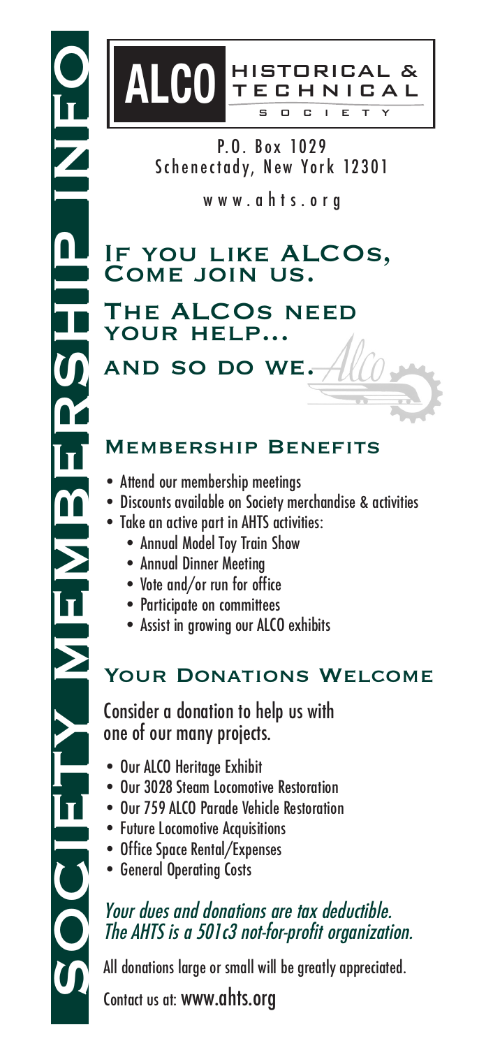SOCIETY MEMBERSHIP INFO

ALCO HISTORICAL & TECHNICAL SOCIETY

P.O. Box 1029
Schenectady, New York 12301

www.ahts.org

# If you like ALCOs, Come join us.

# The ALCOs need your help... and so do we.

## Membership Benefits

- Attend our membership meetings
- Discounts available on Society merchandise & activities
- Take an active part in AHTS activities:
  - Annual Model Toy Train Show
  - Annual Dinner Meeting
  - Vote and/or run for office
  - Participate on committees
  - Assist in growing our ALCO exhibits

## Your Donations Welcome

Consider a donation to help us with one of our many projects.

- Our ALCO Heritage Exhibit
- Our 3028 Steam Locomotive Restoration
- Our 759 ALCO Parade Vehicle Restoration
- Future Locomotive Acquisitions
- Office Space Rental/Expenses
- General Operating Costs

*Your dues and donations are tax deductible. The AHTS is a 501c3 not-for-profit organization.*

All donations large or small will be greatly appreciated.

Contact us at: www.ahts.org